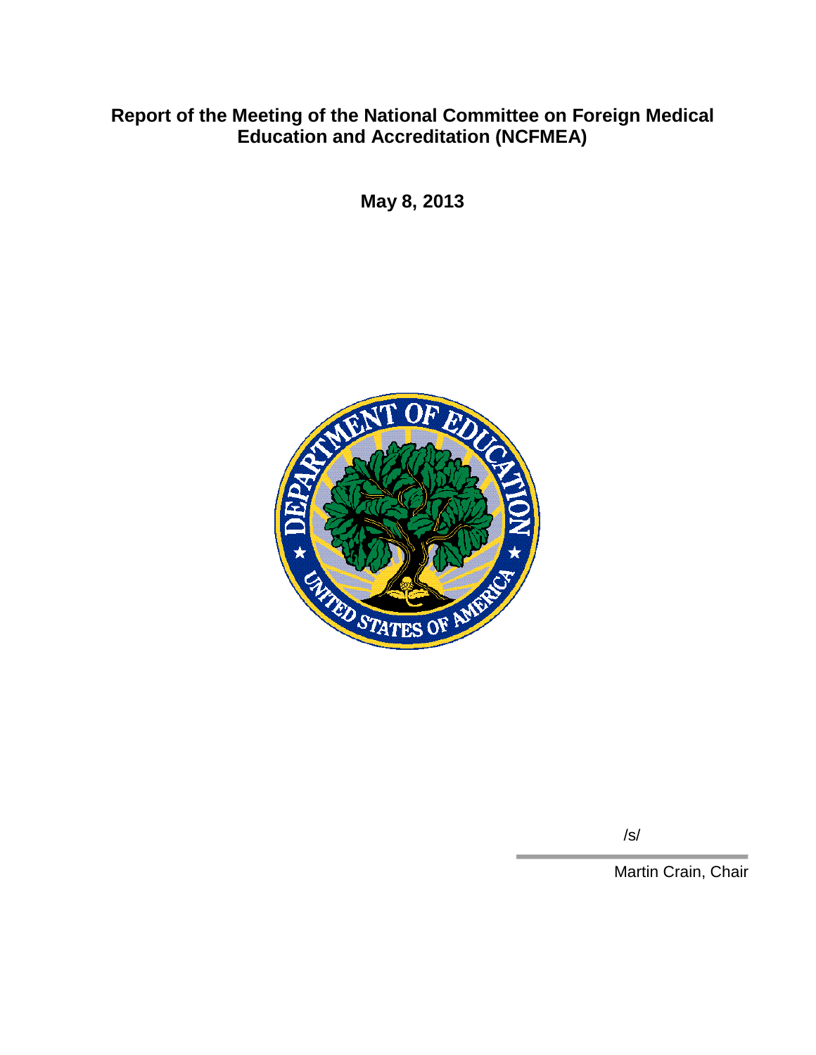# Report of the Meeting of the National Committee on Foreign Medical Education and Accreditation (NCFMEA)

**May 8, 2013**

/s/

Martin Crain, Chair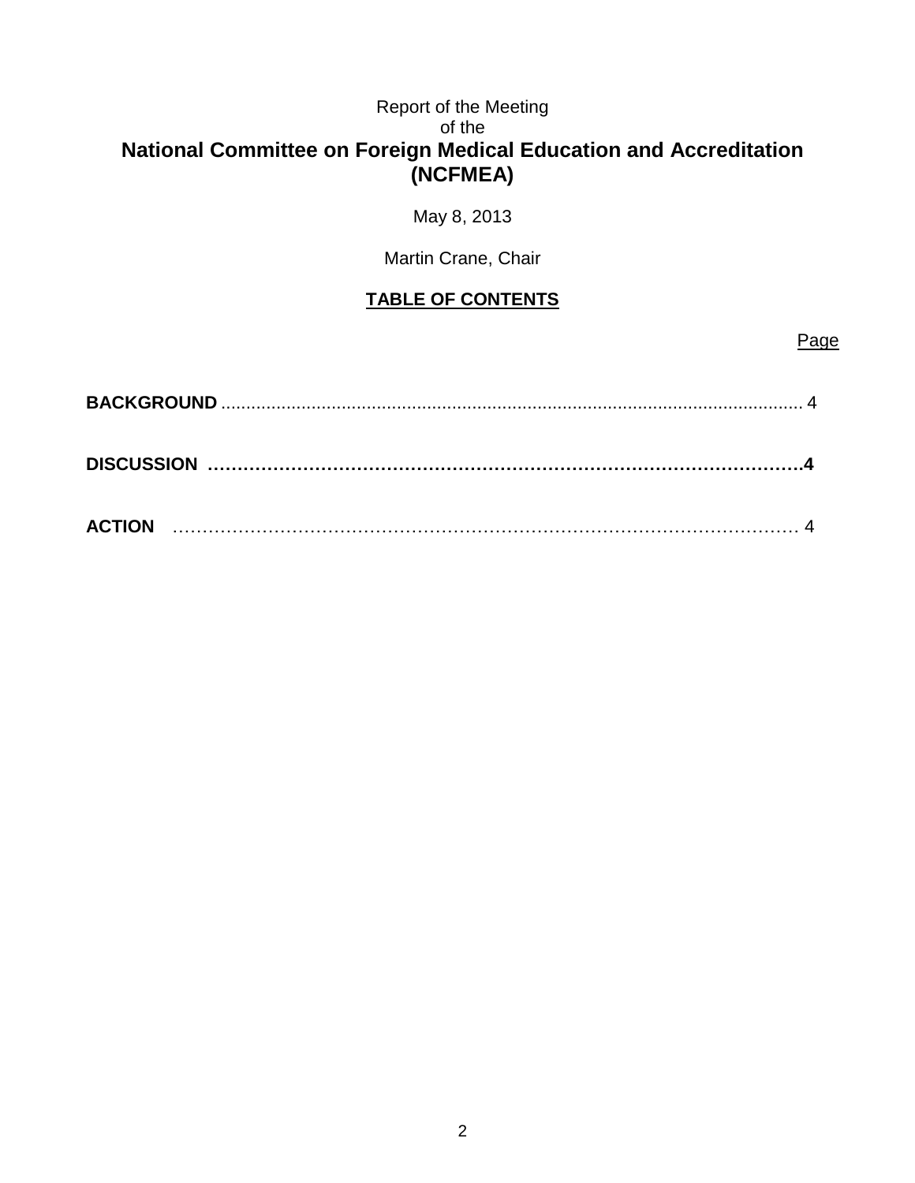Report of the Meeting
of the

# National Committee on Foreign Medical Education and Accreditation (NCFMEA)

May 8, 2013

Martin Crane, Chair

## TABLE OF CONTENTS

| | Page |
|---|---|
| **BACKGROUND** | 4 |
| **DISCUSSION** | **4** |
| **ACTION** | 4 |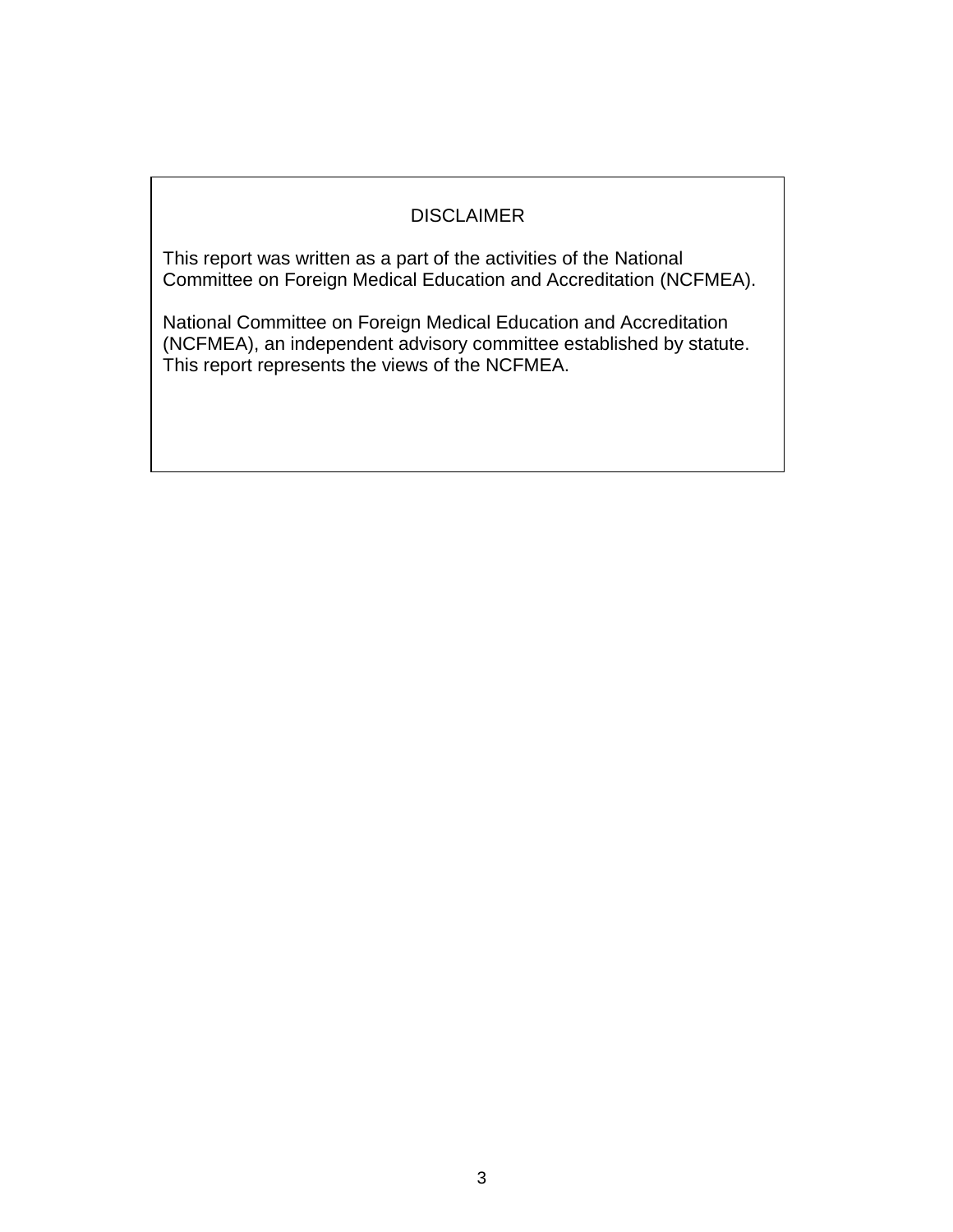## DISCLAIMER

This report was written as a part of the activities of the National Committee on Foreign Medical Education and Accreditation (NCFMEA).

National Committee on Foreign Medical Education and Accreditation (NCFMEA), an independent advisory committee established by statute. This report represents the views of the NCFMEA.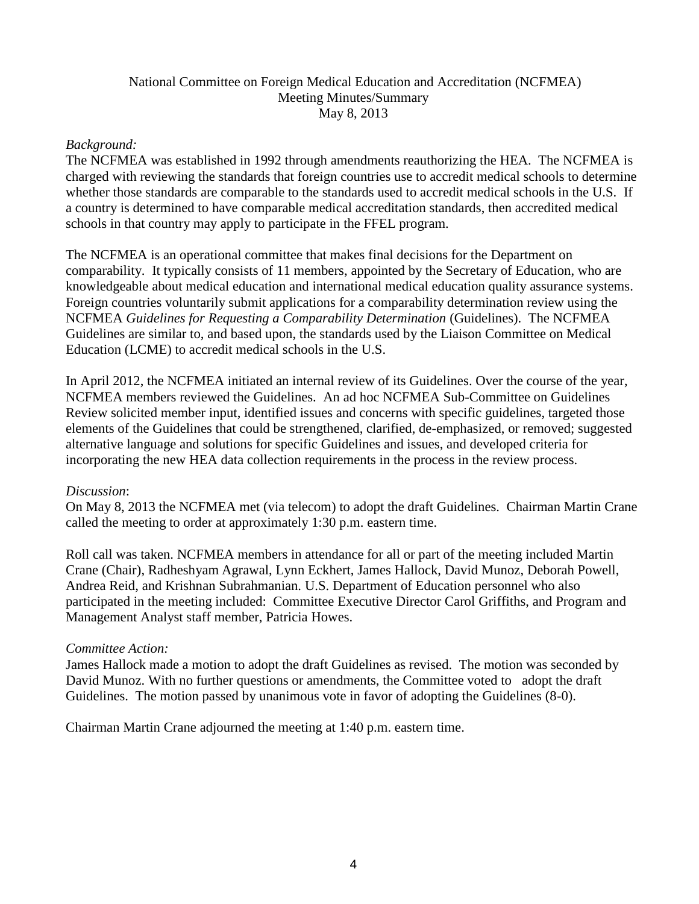National Committee on Foreign Medical Education and Accreditation (NCFMEA)
Meeting Minutes/Summary
May 8, 2013

*Background:*

The NCFMEA was established in 1992 through amendments reauthorizing the HEA. The NCFMEA is charged with reviewing the standards that foreign countries use to accredit medical schools to determine whether those standards are comparable to the standards used to accredit medical schools in the U.S. If a country is determined to have comparable medical accreditation standards, then accredited medical schools in that country may apply to participate in the FFEL program.

The NCFMEA is an operational committee that makes final decisions for the Department on comparability. It typically consists of 11 members, appointed by the Secretary of Education, who are knowledgeable about medical education and international medical education quality assurance systems. Foreign countries voluntarily submit applications for a comparability determination review using the NCFMEA *Guidelines for Requesting a Comparability Determination* (Guidelines). The NCFMEA Guidelines are similar to, and based upon, the standards used by the Liaison Committee on Medical Education (LCME) to accredit medical schools in the U.S.

In April 2012, the NCFMEA initiated an internal review of its Guidelines. Over the course of the year, NCFMEA members reviewed the Guidelines. An ad hoc NCFMEA Sub-Committee on Guidelines Review solicited member input, identified issues and concerns with specific guidelines, targeted those elements of the Guidelines that could be strengthened, clarified, de-emphasized, or removed; suggested alternative language and solutions for specific Guidelines and issues, and developed criteria for incorporating the new HEA data collection requirements in the process in the review process.

*Discussion*:

On May 8, 2013 the NCFMEA met (via telecom) to adopt the draft Guidelines. Chairman Martin Crane called the meeting to order at approximately 1:30 p.m. eastern time.

Roll call was taken. NCFMEA members in attendance for all or part of the meeting included Martin Crane (Chair), Radheshyam Agrawal, Lynn Eckhert, James Hallock, David Munoz, Deborah Powell, Andrea Reid, and Krishnan Subrahmanian. U.S. Department of Education personnel who also participated in the meeting included: Committee Executive Director Carol Griffiths, and Program and Management Analyst staff member, Patricia Howes.

*Committee Action:*

James Hallock made a motion to adopt the draft Guidelines as revised. The motion was seconded by David Munoz. With no further questions or amendments, the Committee voted to adopt the draft Guidelines. The motion passed by unanimous vote in favor of adopting the Guidelines (8-0).

Chairman Martin Crane adjourned the meeting at 1:40 p.m. eastern time.